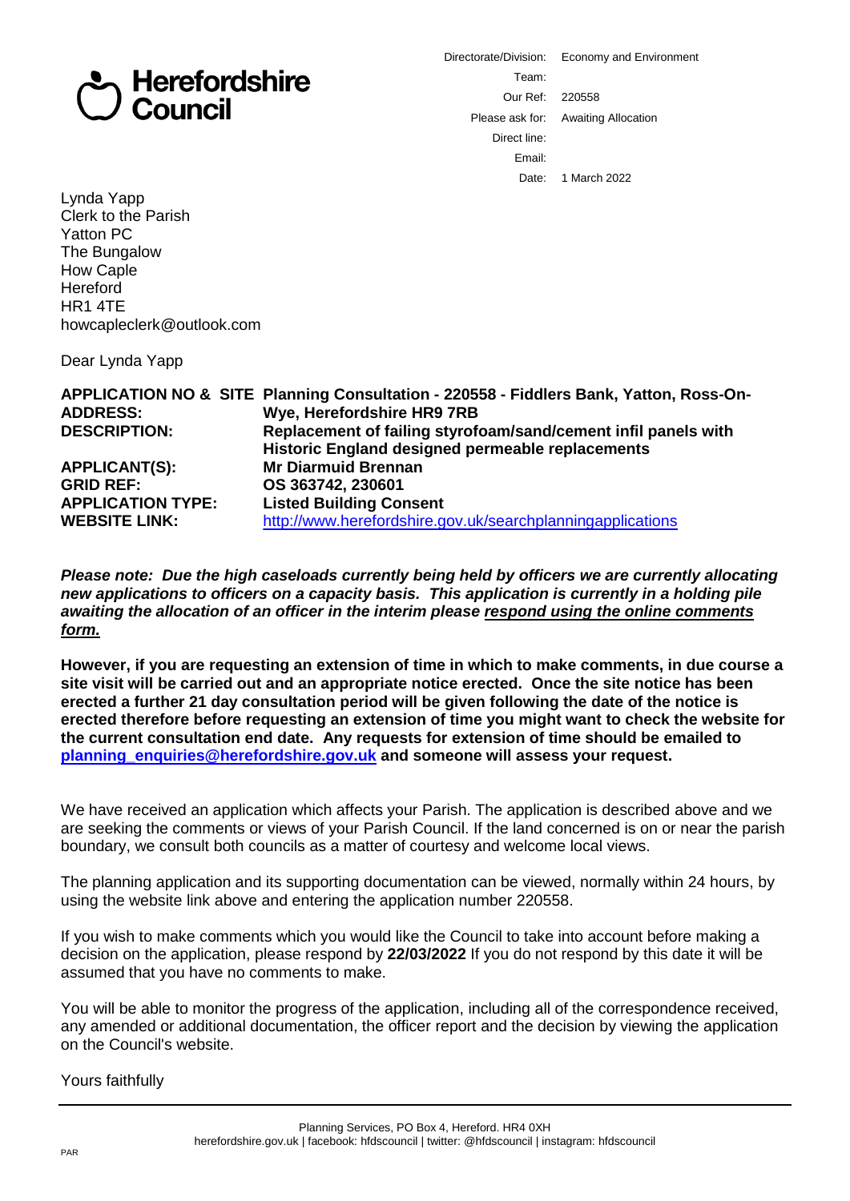**Herefordshire Council**

| | |
|---|---|
| Directorate/Division: | Economy and Environment |
| Team: | |
| Our Ref: | 220558 |
| Please ask for: | Awaiting Allocation |
| Direct line: | |
| Email: | |
| Date: | 1 March 2022 |

Lynda Yapp
Clerk to the Parish
Yatton PC
The Bungalow
How Caple
Hereford
HR1 4TE
howcapleclerk@outlook.com

Dear Lynda Yapp

| | |
|---|---|
| **APPLICATION NO & SITE ADDRESS:** | **Planning Consultation - 220558 - Fiddlers Bank, Yatton, Ross-On-Wye, Herefordshire HR9 7RB** |
| **DESCRIPTION:** | **Replacement of failing styrofoam/sand/cement infil panels with Historic England designed permeable replacements** |
| **APPLICANT(S):** | **Mr Diarmuid Brennan** |
| **GRID REF:** | **OS 363742, 230601** |
| **APPLICATION TYPE:** | **Listed Building Consent** |
| **WEBSITE LINK:** | http://www.herefordshire.gov.uk/searchplanningapplications |

***Please note: Due the high caseloads currently being held by officers we are currently allocating new applications to officers on a capacity basis. This application is currently in a holding pile awaiting the allocation of an officer in the interim please respond using the online comments form.***

**However, if you are requesting an extension of time in which to make comments, in due course a site visit will be carried out and an appropriate notice erected. Once the site notice has been erected a further 21 day consultation period will be given following the date of the notice is erected therefore before requesting an extension of time you might want to check the website for the current consultation end date. Any requests for extension of time should be emailed to planning_enquiries@herefordshire.gov.uk and someone will assess your request.**

We have received an application which affects your Parish. The application is described above and we are seeking the comments or views of your Parish Council. If the land concerned is on or near the parish boundary, we consult both councils as a matter of courtesy and welcome local views.

The planning application and its supporting documentation can be viewed, normally within 24 hours, by using the website link above and entering the application number 220558.

If you wish to make comments which you would like the Council to take into account before making a decision on the application, please respond by **22/03/2022** If you do not respond by this date it will be assumed that you have no comments to make.

You will be able to monitor the progress of the application, including all of the correspondence received, any amended or additional documentation, the officer report and the decision by viewing the application on the Council's website.

Yours faithfully

Planning Services, PO Box 4, Hereford. HR4 0XH
herefordshire.gov.uk | facebook: hfdscouncil | twitter: @hfdscouncil | instagram: hfdscouncil

PAR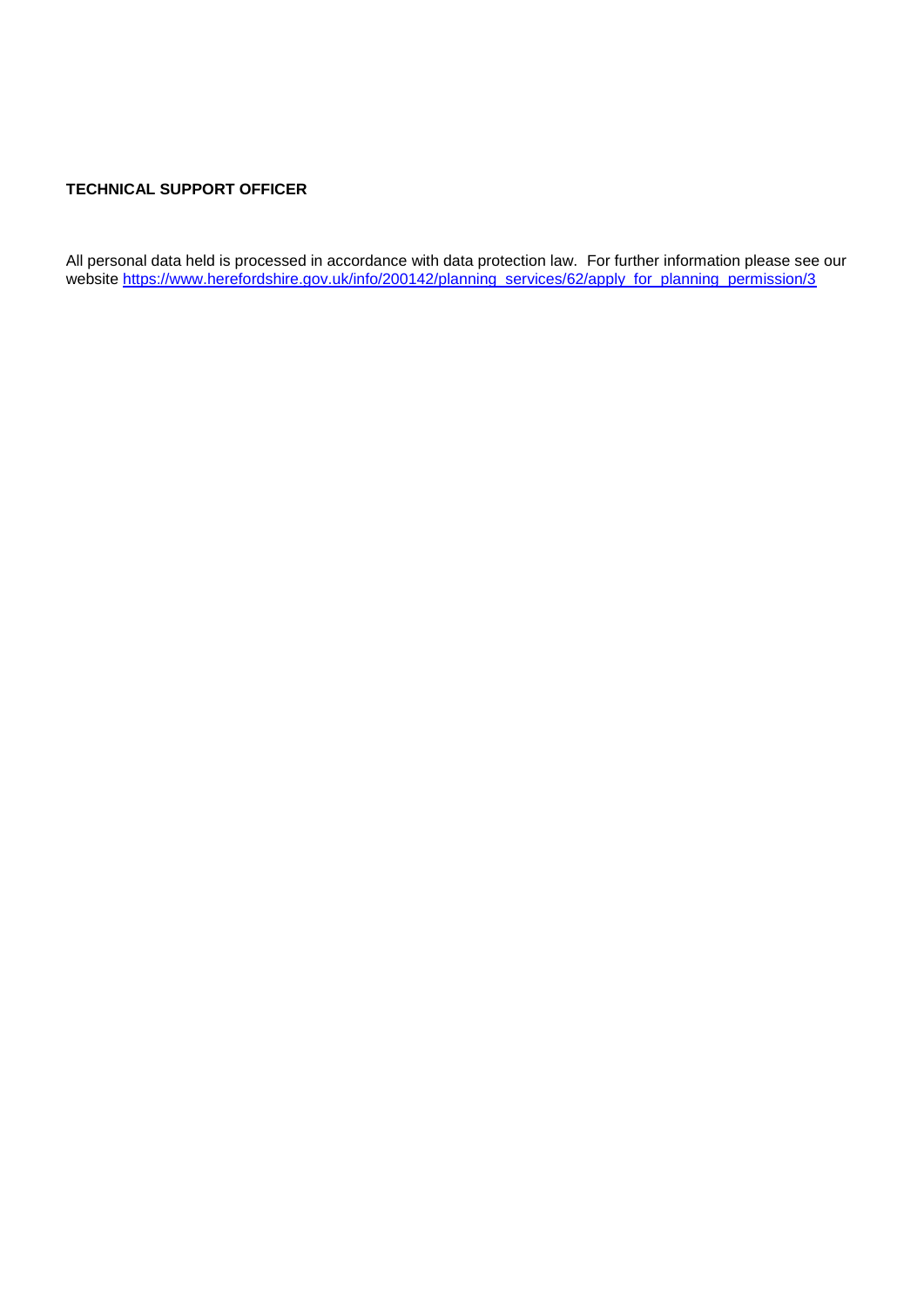**TECHNICAL SUPPORT OFFICER**

All personal data held is processed in accordance with data protection law. For further information please see our website [https://www.herefordshire.gov.uk/info/200142/planning_services/62/apply_for_planning_permission/3](https://www.herefordshire.gov.uk/info/200142/planning_services/62/apply_for_planning_permission/3)